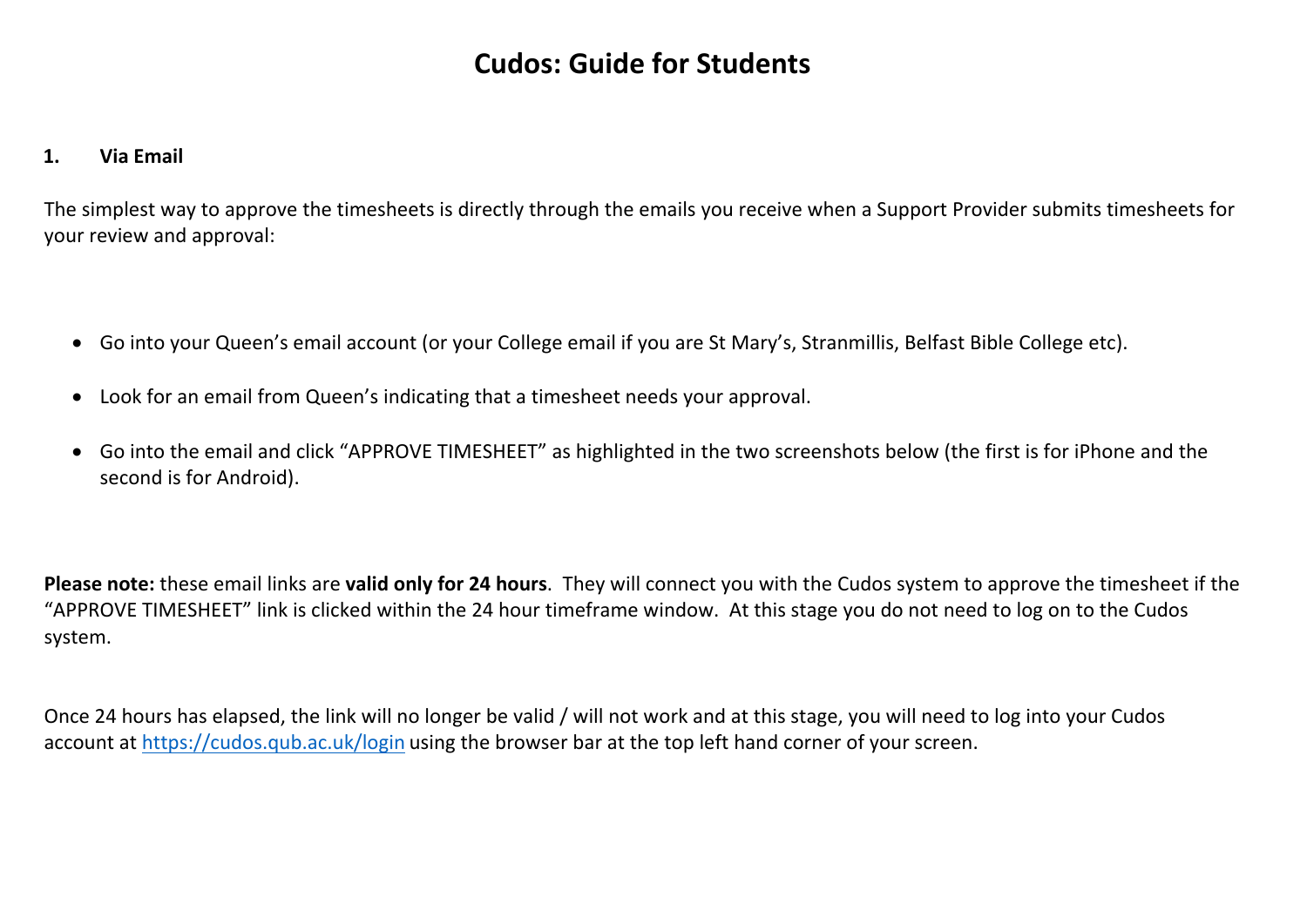# Cudos: Guide for Students

## 1. Via Email

The simplest way to approve the timesheets is directly through the emails you receive when a Support Provider submits timesheets for your review and approval:

- Go into your Queen's email account (or your College email if you are St Mary's, Stranmillis, Belfast Bible College etc).
- Look for an email from Queen's indicating that a timesheet needs your approval.
- Go into the email and click "APPROVE TIMESHEET" as highlighted in the two screenshots below (the first is for iPhone and the second is for Android).

**Please note:** these email links are **valid only for 24 hours**. They will connect you with the Cudos system to approve the timesheet if the "APPROVE TIMESHEET" link is clicked within the 24 hour timeframe window. At this stage you do not need to log on to the Cudos system.

Once 24 hours has elapsed, the link will no longer be valid / will not work and at this stage, you will need to log into your Cudos account at [https://cudos.qub.ac.uk/login](https://cudos.qub.ac.uk/login) using the browser bar at the top left hand corner of your screen.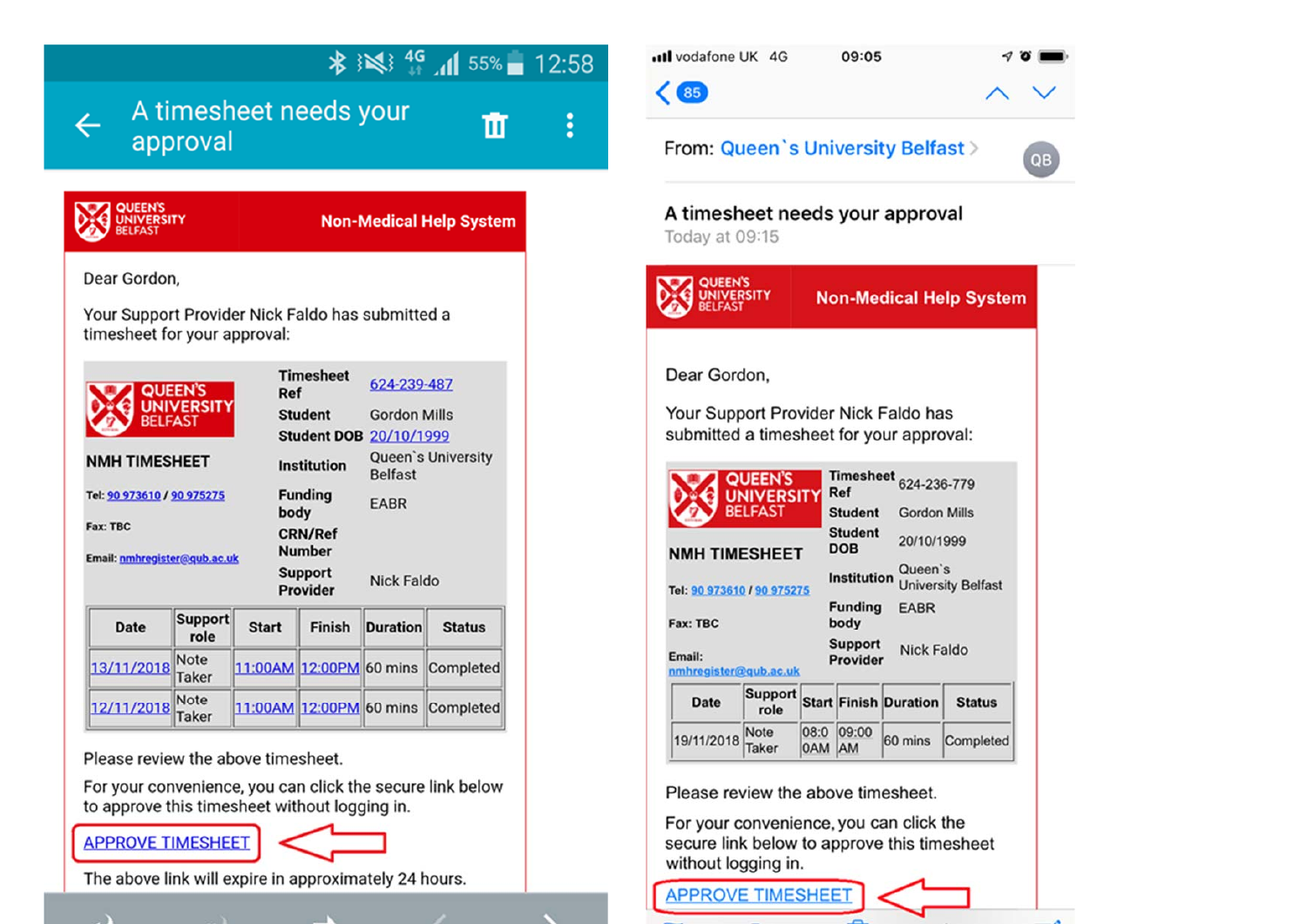A timesheet needs your approval

**QUEEN'S UNIVERSITY BELFAST** — **Non-Medical Help System**

Dear Gordon,

Your Support Provider Nick Faldo has submitted a timesheet for your approval:

**QUEEN'S UNIVERSITY BELFAST**

**NMH TIMESHEET**

**Tel:** 90 973610 / 90 975275

**Fax:** TBC

**Email:** nmhregister@qub.ac.uk

| | |
|---|---|
| **Timesheet Ref** | 624-239-487 |
| **Student** | Gordon Mills |
| **Student DOB** | 20/10/1999 |
| **Institution** | Queen`s University Belfast |
| **Funding body** | EABR |
| **CRN/Ref Number** | |
| **Support Provider** | Nick Faldo |

| Date | Support role | Start | Finish | Duration | Status |
|---|---|---|---|---|---|
| 13/11/2018 | Note Taker | 11:00AM | 12:00PM | 60 mins | Completed |
| 12/11/2018 | Note Taker | 11:00AM | 12:00PM | 60 mins | Completed |

Please review the above timesheet.

For your convenience, you can click the secure link below to approve this timesheet without logging in.

APPROVE TIMESHEET

The above link will expire in approximately 24 hours.

---

From: Queen`s University Belfast

A timesheet needs your approval

Today at 09:15

**QUEEN'S UNIVERSITY BELFAST** — **Non-Medical Help System**

Dear Gordon,

Your Support Provider Nick Faldo has submitted a timesheet for your approval:

**QUEEN'S UNIVERSITY BELFAST**

**NMH TIMESHEET**

**Tel:** 90 973610 / 90 975275

**Fax:** TBC

**Email:** nmhregister@qub.ac.uk

| | |
|---|---|
| **Timesheet Ref** | 624-236-779 |
| **Student** | Gordon Mills |
| **Student DOB** | 20/10/1999 |
| **Institution** | Queen`s University Belfast |
| **Funding body** | EABR |
| **Support Provider** | Nick Faldo |

| Date | Support role | Start | Finish | Duration | Status |
|---|---|---|---|---|---|
| 19/11/2018 | Note Taker | 08:00AM | 09:00 AM | 60 mins | Completed |

Please review the above timesheet.

For your convenience, you can click the secure link below to approve this timesheet without logging in.

APPROVE TIMESHEET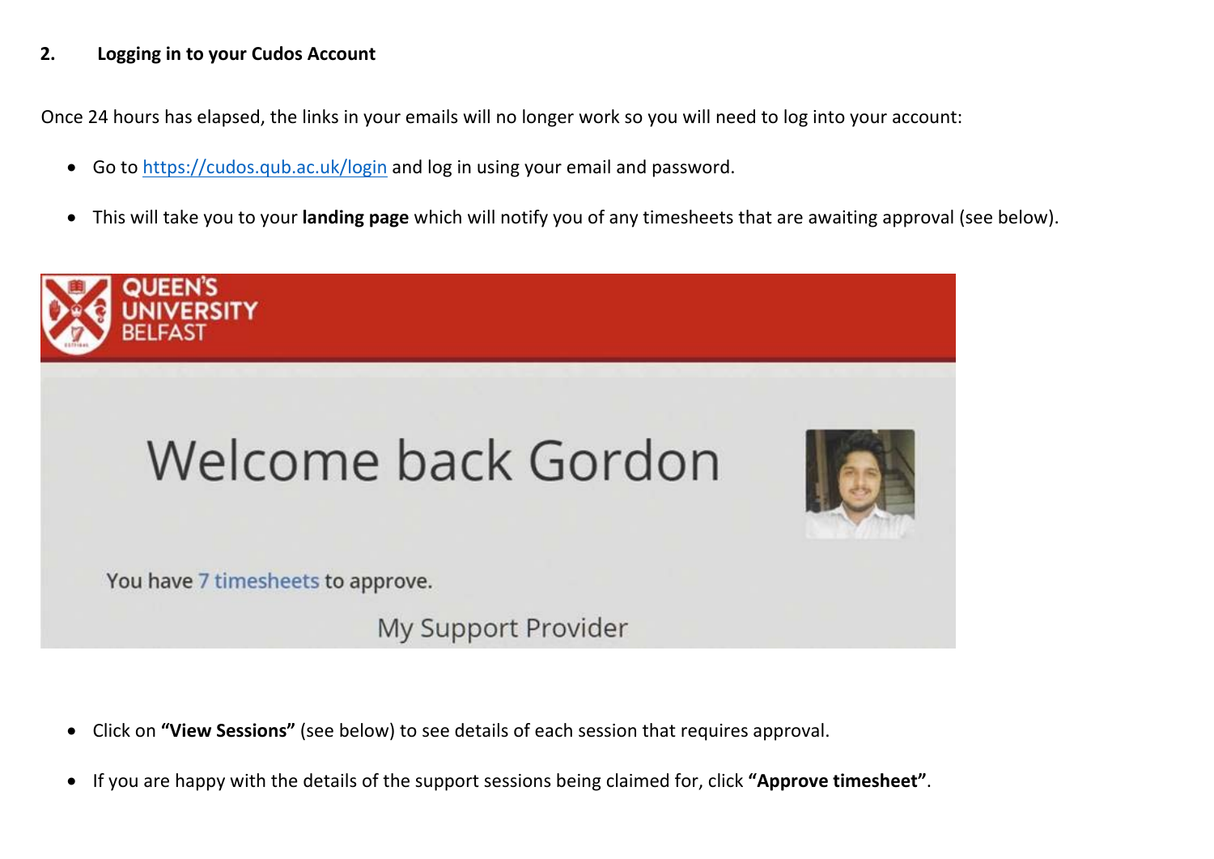## 2. Logging in to your Cudos Account

Once 24 hours has elapsed, the links in your emails will no longer work so you will need to log into your account:

- Go to https://cudos.qub.ac.uk/login and log in using your email and password.
- This will take you to your **landing page** which will notify you of any timesheets that are awaiting approval (see below).

QUEEN'S UNIVERSITY BELFAST

Welcome back Gordon

You have 7 timesheets to approve.

My Support Provider

- Click on **"View Sessions"** (see below) to see details of each session that requires approval.
- If you are happy with the details of the support sessions being claimed for, click **"Approve timesheet"**.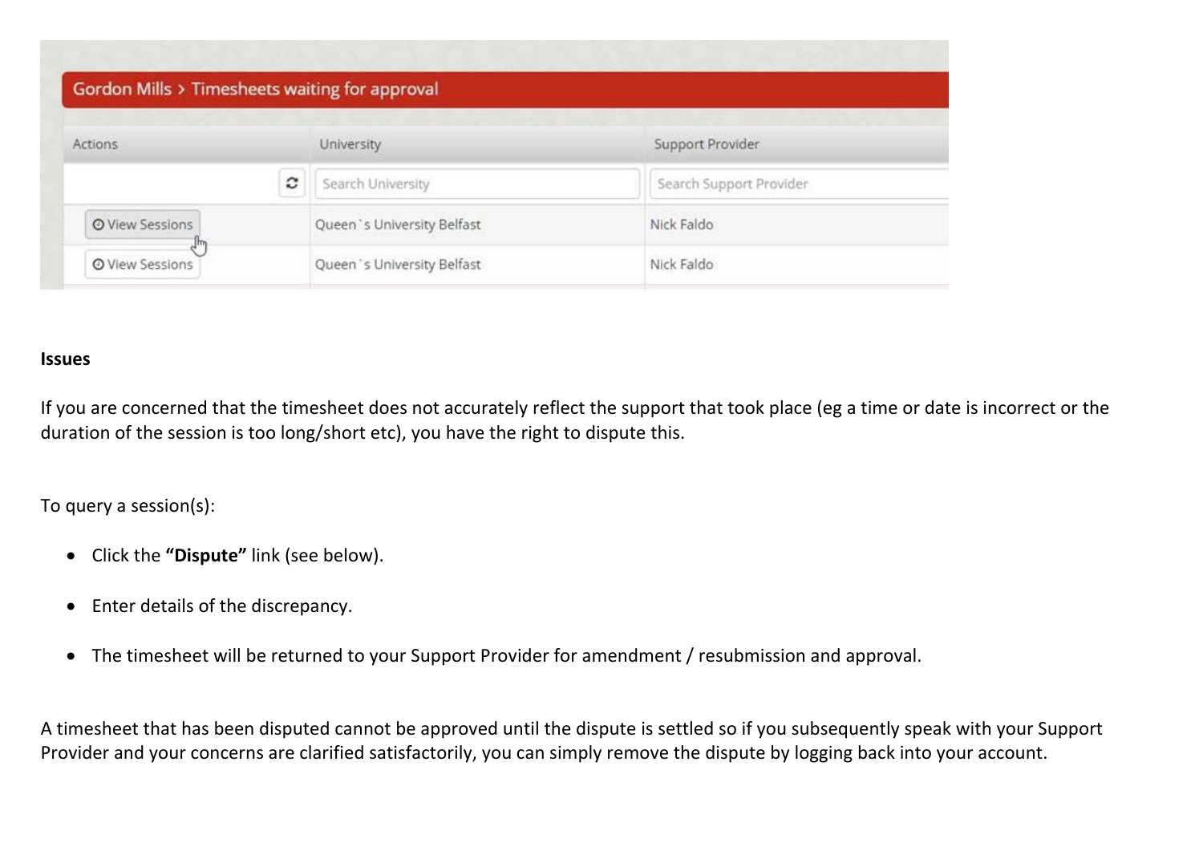**Gordon Mills > Timesheets waiting for approval**

| Actions | University | Support Provider |
|---|---|---|
| | Search University | Search Support Provider |
| View Sessions | Queen`s University Belfast | Nick Faldo |
| View Sessions | Queen`s University Belfast | Nick Faldo |

**Issues**

If you are concerned that the timesheet does not accurately reflect the support that took place (eg a time or date is incorrect or the duration of the session is too long/short etc), you have the right to dispute this.

To query a session(s):

- Click the **"Dispute"** link (see below).
- Enter details of the discrepancy.
- The timesheet will be returned to your Support Provider for amendment / resubmission and approval.

A timesheet that has been disputed cannot be approved until the dispute is settled so if you subsequently speak with your Support Provider and your concerns are clarified satisfactorily, you can simply remove the dispute by logging back into your account.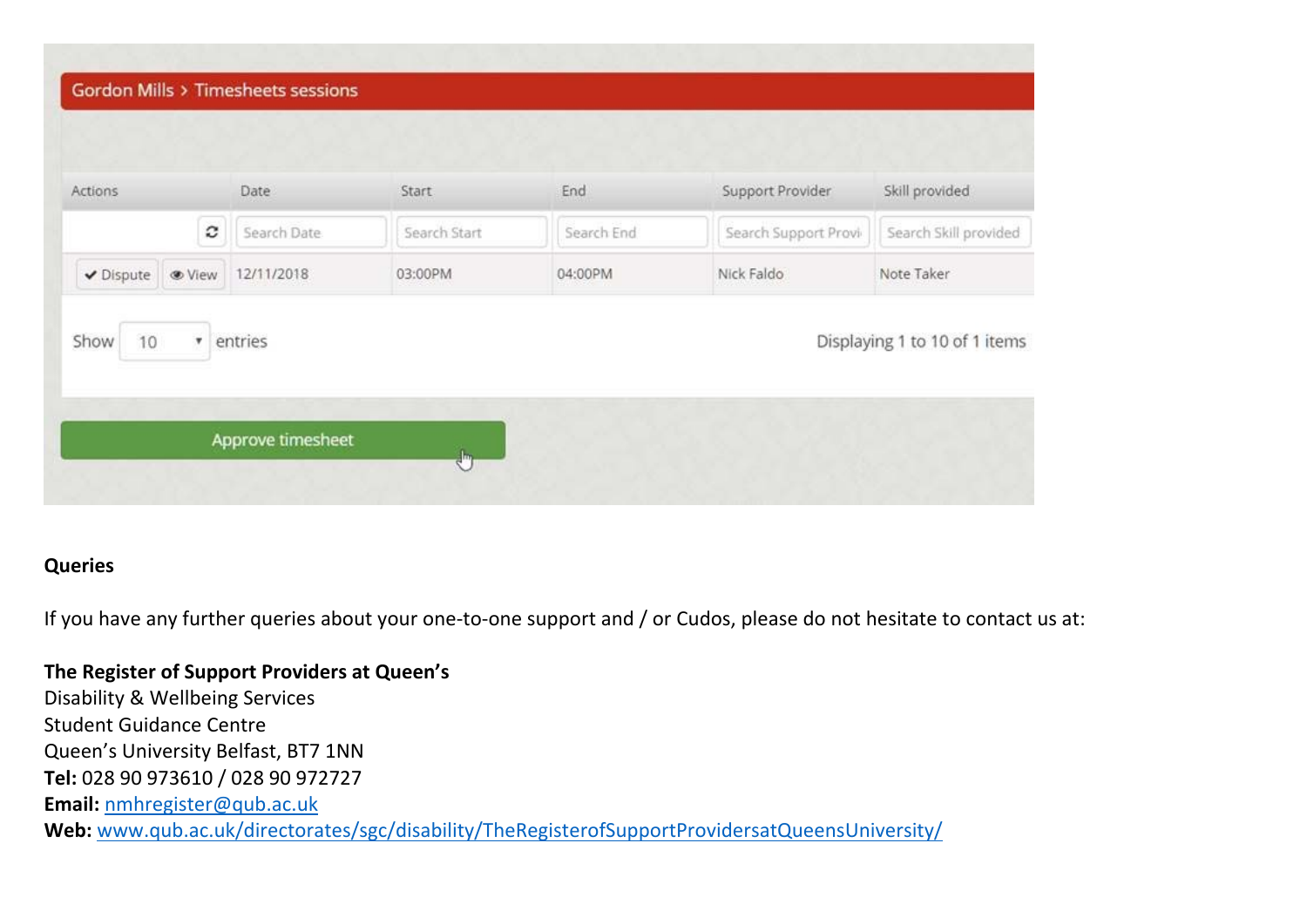Gordon Mills > Timesheets sessions

| Actions | Date | Start | End | Support Provider | Skill provided |
|---|---|---|---|---|---|
| Dispute View | 12/11/2018 | 03:00PM | 04:00PM | Nick Faldo | Note Taker |

Show 10 entries

Displaying 1 to 10 of 1 items

Approve timesheet

**Queries**

If you have any further queries about your one-to-one support and / or Cudos, please do not hesitate to contact us at:

**The Register of Support Providers at Queen's**
Disability & Wellbeing Services
Student Guidance Centre
Queen's University Belfast, BT7 1NN
**Tel:** 028 90 973610 / 028 90 972727
**Email:** [nmhregister@qub.ac.uk](mailto:nmhregister@qub.ac.uk)
**Web:** [www.qub.ac.uk/directorates/sgc/disability/TheRegisterofSupportProvidersatQueensUniversity/](http://www.qub.ac.uk/directorates/sgc/disability/TheRegisterofSupportProvidersatQueensUniversity/)